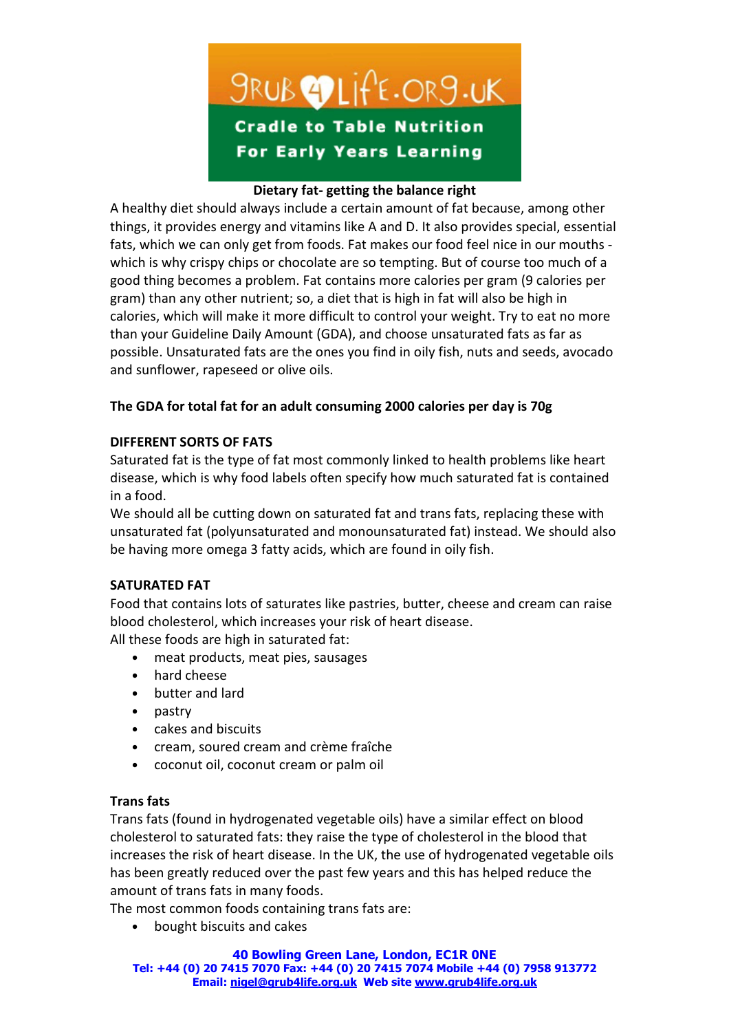# Dietary fat- getting the balance right

A healthy diet should always include a certain amount of fat because, among other things, it provides energy and vitamins like A and D. It also provides special, essential fats, which we can only get from foods. Fat makes our food feel nice in our mouths - which is why crispy chips or chocolate are so tempting. But of course too much of a good thing becomes a problem. Fat contains more calories per gram (9 calories per gram) than any other nutrient; so, a diet that is high in fat will also be high in calories, which will make it more difficult to control your weight. Try to eat no more than your Guideline Daily Amount (GDA), and choose unsaturated fats as far as possible. Unsaturated fats are the ones you find in oily fish, nuts and seeds, avocado and sunflower, rapeseed or olive oils.

**The GDA for total fat for an adult consuming 2000 calories per day is 70g**

## DIFFERENT SORTS OF FATS

Saturated fat is the type of fat most commonly linked to health problems like heart disease, which is why food labels often specify how much saturated fat is contained in a food.

We should all be cutting down on saturated fat and trans fats, replacing these with unsaturated fat (polyunsaturated and monounsaturated fat) instead. We should also be having more omega 3 fatty acids, which are found in oily fish.

## SATURATED FAT

Food that contains lots of saturates like pastries, butter, cheese and cream can raise blood cholesterol, which increases your risk of heart disease.

All these foods are high in saturated fat:

- meat products, meat pies, sausages
- hard cheese
- butter and lard
- pastry
- cakes and biscuits
- cream, soured cream and crème fraîche
- coconut oil, coconut cream or palm oil

## Trans fats

Trans fats (found in hydrogenated vegetable oils) have a similar effect on blood cholesterol to saturated fats: they raise the type of cholesterol in the blood that increases the risk of heart disease. In the UK, the use of hydrogenated vegetable oils has been greatly reduced over the past few years and this has helped reduce the amount of trans fats in many foods.

The most common foods containing trans fats are:

- bought biscuits and cakes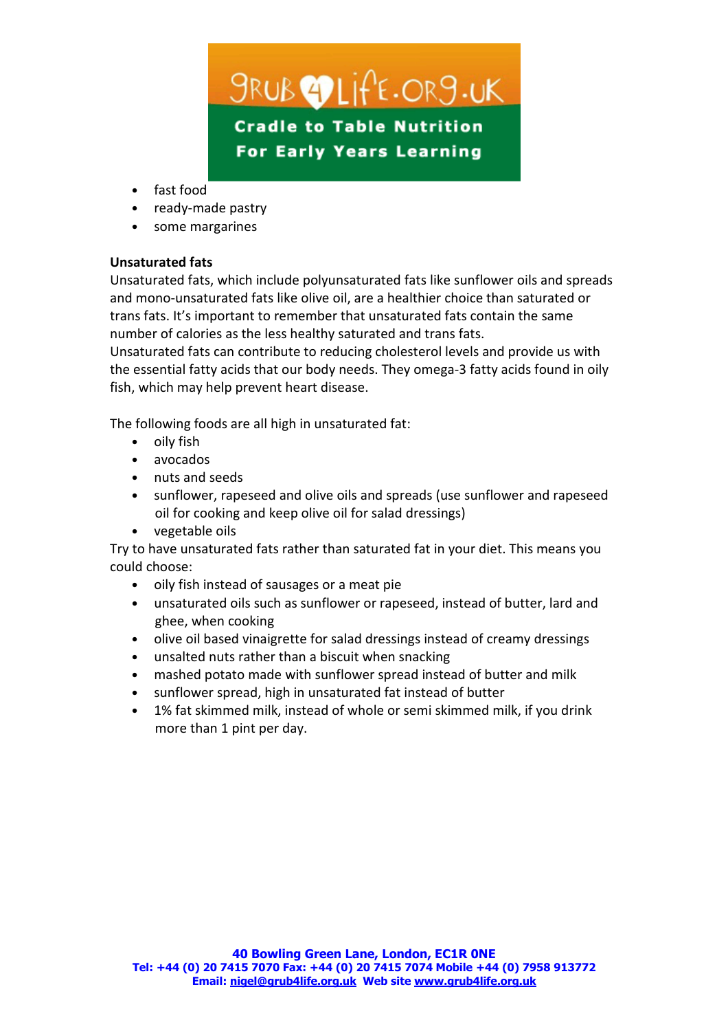- fast food
- ready-made pastry
- some margarines

**Unsaturated fats**

Unsaturated fats, which include polyunsaturated fats like sunflower oils and spreads and mono-unsaturated fats like olive oil, are a healthier choice than saturated or trans fats. It's important to remember that unsaturated fats contain the same number of calories as the less healthy saturated and trans fats.

Unsaturated fats can contribute to reducing cholesterol levels and provide us with the essential fatty acids that our body needs. They omega-3 fatty acids found in oily fish, which may help prevent heart disease.

The following foods are all high in unsaturated fat:

- oily fish
- avocados
- nuts and seeds
- sunflower, rapeseed and olive oils and spreads (use sunflower and rapeseed oil for cooking and keep olive oil for salad dressings)
- vegetable oils

Try to have unsaturated fats rather than saturated fat in your diet. This means you could choose:

- oily fish instead of sausages or a meat pie
- unsaturated oils such as sunflower or rapeseed, instead of butter, lard and ghee, when cooking
- olive oil based vinaigrette for salad dressings instead of creamy dressings
- unsalted nuts rather than a biscuit when snacking
- mashed potato made with sunflower spread instead of butter and milk
- sunflower spread, high in unsaturated fat instead of butter
- 1% fat skimmed milk, instead of whole or semi skimmed milk, if you drink more than 1 pint per day.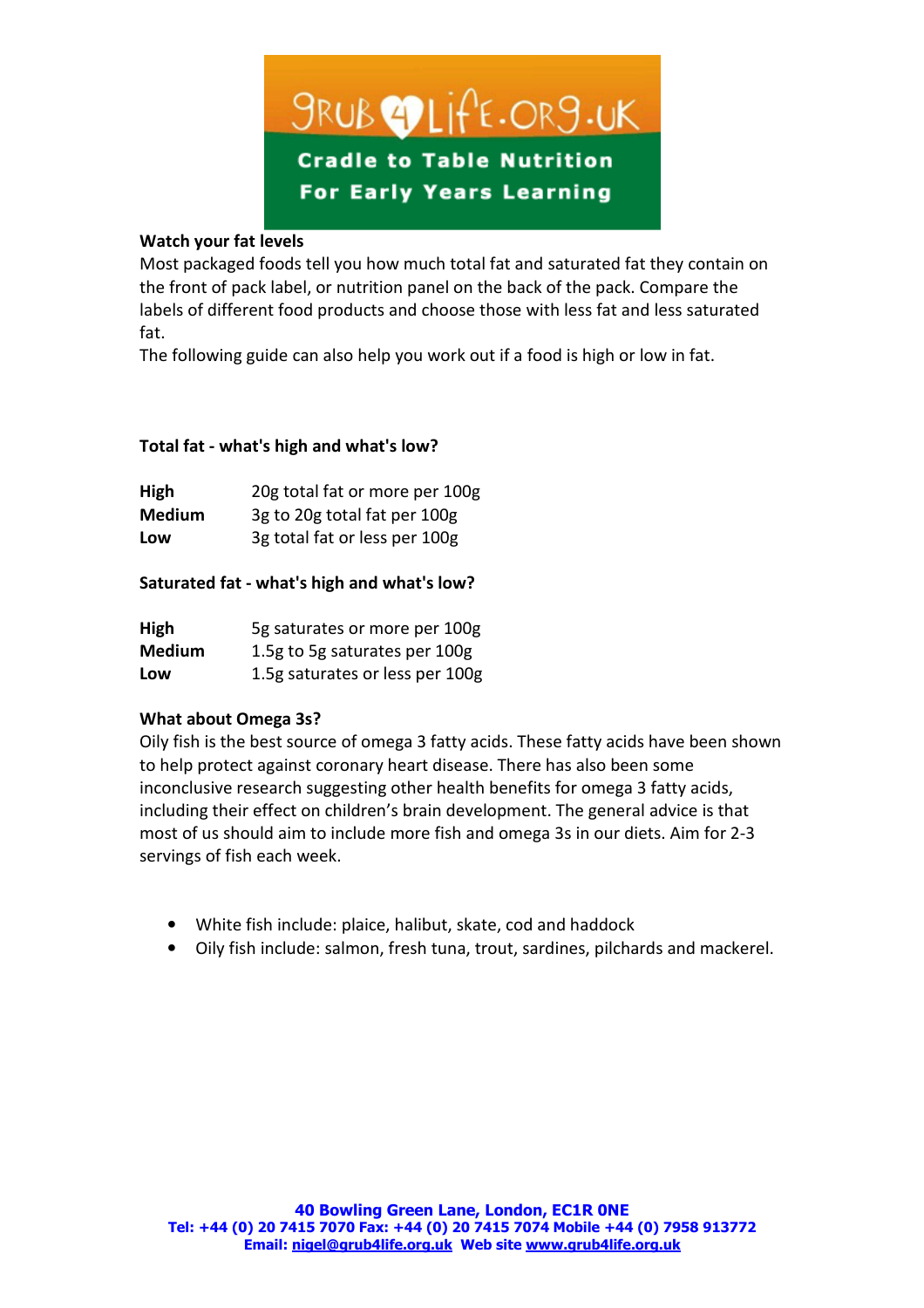GRUB4LIFE.ORG.UK

Cradle to Table Nutrition For Early Years Learning

**Watch your fat levels**

Most packaged foods tell you how much total fat and saturated fat they contain on the front of pack label, or nutrition panel on the back of the pack. Compare the labels of different food products and choose those with less fat and less saturated fat.

The following guide can also help you work out if a food is high or low in fat.

**Total fat - what's high and what's low?**

| | |
|---|---|
| **High** | 20g total fat or more per 100g |
| **Medium** | 3g to 20g total fat per 100g |
| **Low** | 3g total fat or less per 100g |

**Saturated fat - what's high and what's low?**

| | |
|---|---|
| **High** | 5g saturates or more per 100g |
| **Medium** | 1.5g to 5g saturates per 100g |
| **Low** | 1.5g saturates or less per 100g |

**What about Omega 3s?**

Oily fish is the best source of omega 3 fatty acids. These fatty acids have been shown to help protect against coronary heart disease. There has also been some inconclusive research suggesting other health benefits for omega 3 fatty acids, including their effect on children's brain development. The general advice is that most of us should aim to include more fish and omega 3s in our diets. Aim for 2-3 servings of fish each week.

- White fish include: plaice, halibut, skate, cod and haddock
- Oily fish include: salmon, fresh tuna, trout, sardines, pilchards and mackerel.

**40 Bowling Green Lane, London, EC1R 0NE**
**Tel: +44 (0) 20 7415 7070 Fax: +44 (0) 20 7415 7074 Mobile +44 (0) 7958 913772**
**Email: nigel@grub4life.org.uk Web site www.grub4life.org.uk**